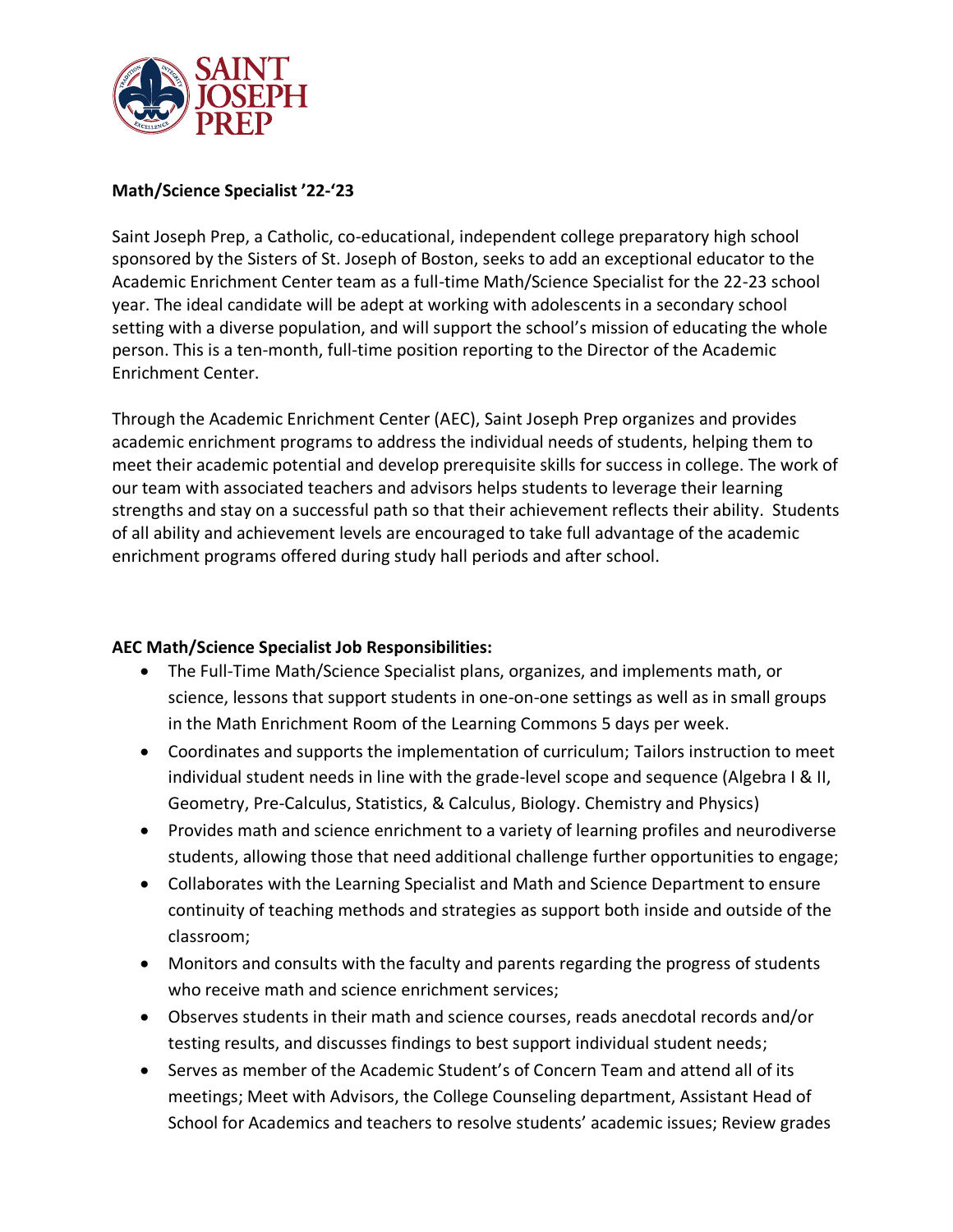**Math/Science Specialist ’22-‘23**

Saint Joseph Prep, a Catholic, co-educational, independent college preparatory high school sponsored by the Sisters of St. Joseph of Boston, seeks to add an exceptional educator to the Academic Enrichment Center team as a full-time Math/Science Specialist for the 22-23 school year. The ideal candidate will be adept at working with adolescents in a secondary school setting with a diverse population, and will support the school’s mission of educating the whole person. This is a ten-month, full-time position reporting to the Director of the Academic Enrichment Center.

Through the Academic Enrichment Center (AEC), Saint Joseph Prep organizes and provides academic enrichment programs to address the individual needs of students, helping them to meet their academic potential and develop prerequisite skills for success in college. The work of our team with associated teachers and advisors helps students to leverage their learning strengths and stay on a successful path so that their achievement reflects their ability. Students of all ability and achievement levels are encouraged to take full advantage of the academic enrichment programs offered during study hall periods and after school.

**AEC Math/Science Specialist Job Responsibilities:**

- The Full-Time Math/Science Specialist plans, organizes, and implements math, or science, lessons that support students in one-on-one settings as well as in small groups in the Math Enrichment Room of the Learning Commons 5 days per week.
- Coordinates and supports the implementation of curriculum; Tailors instruction to meet individual student needs in line with the grade-level scope and sequence (Algebra I & II, Geometry, Pre-Calculus, Statistics, & Calculus, Biology. Chemistry and Physics)
- Provides math and science enrichment to a variety of learning profiles and neurodiverse students, allowing those that need additional challenge further opportunities to engage;
- Collaborates with the Learning Specialist and Math and Science Department to ensure continuity of teaching methods and strategies as support both inside and outside of the classroom;
- Monitors and consults with the faculty and parents regarding the progress of students who receive math and science enrichment services;
- Observes students in their math and science courses, reads anecdotal records and/or testing results, and discusses findings to best support individual student needs;
- Serves as member of the Academic Student’s of Concern Team and attend all of its meetings; Meet with Advisors, the College Counseling department, Assistant Head of School for Academics and teachers to resolve students’ academic issues; Review grades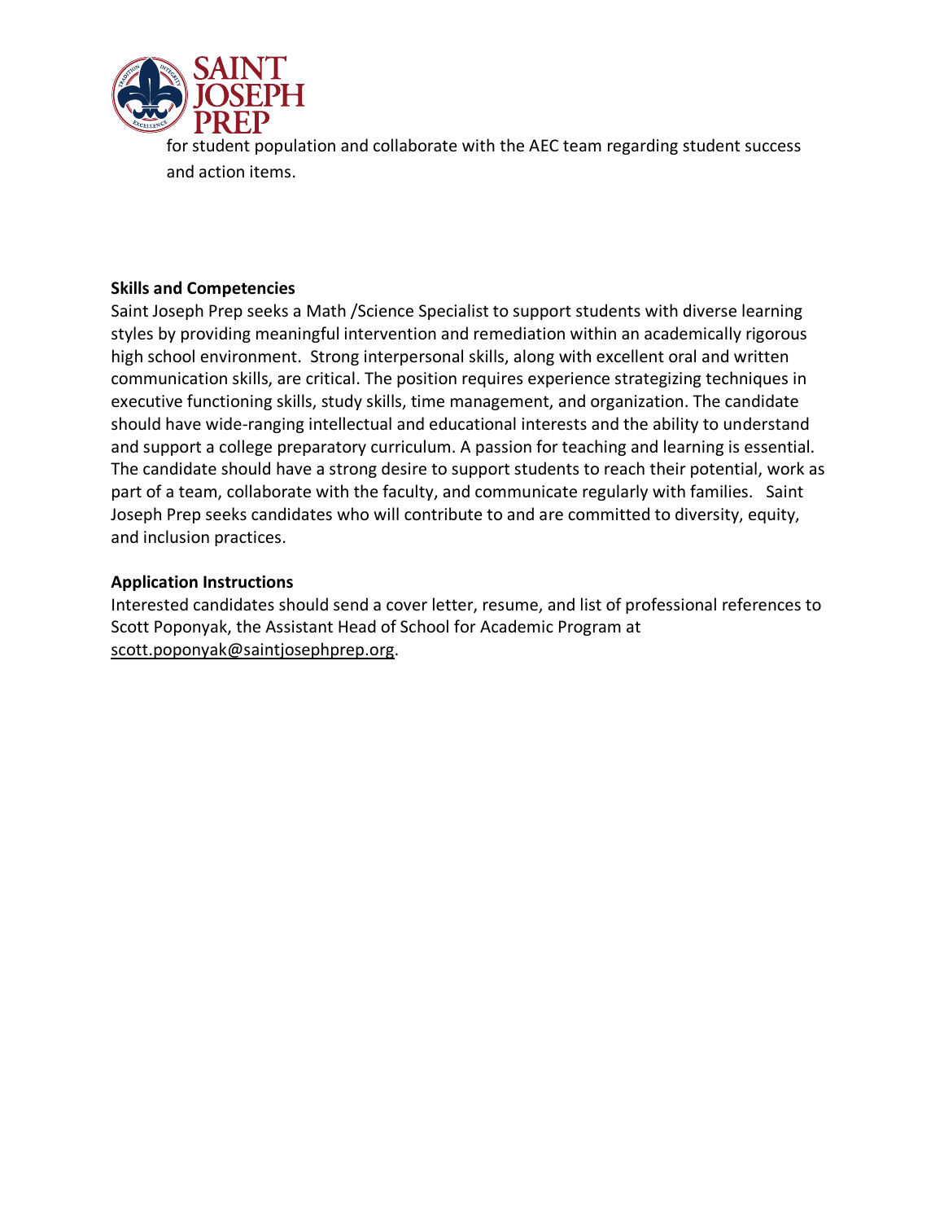for student population and collaborate with the AEC team regarding student success and action items.

**Skills and Competencies**

Saint Joseph Prep seeks a Math /Science Specialist to support students with diverse learning styles by providing meaningful intervention and remediation within an academically rigorous high school environment. Strong interpersonal skills, along with excellent oral and written communication skills, are critical. The position requires experience strategizing techniques in executive functioning skills, study skills, time management, and organization. The candidate should have wide-ranging intellectual and educational interests and the ability to understand and support a college preparatory curriculum. A passion for teaching and learning is essential. The candidate should have a strong desire to support students to reach their potential, work as part of a team, collaborate with the faculty, and communicate regularly with families. Saint Joseph Prep seeks candidates who will contribute to and are committed to diversity, equity, and inclusion practices.

**Application Instructions**

Interested candidates should send a cover letter, resume, and list of professional references to Scott Poponyak, the Assistant Head of School for Academic Program at scott.poponyak@saintjosephprep.org.